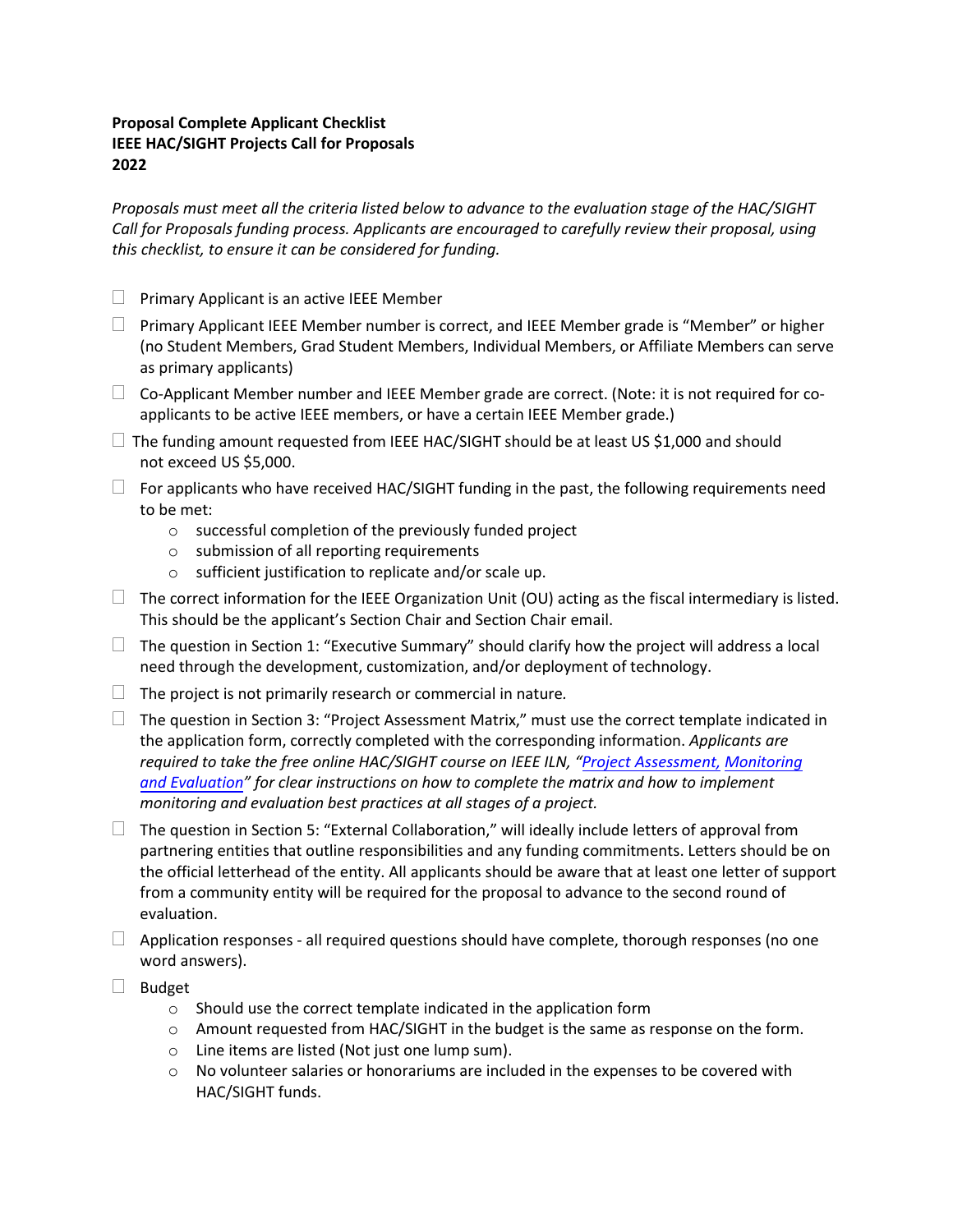**Proposal Complete Applicant Checklist**
**IEEE HAC/SIGHT Projects Call for Proposals**
**2022**

*Proposals must meet all the criteria listed below to advance to the evaluation stage of the HAC/SIGHT Call for Proposals funding process. Applicants are encouraged to carefully review their proposal, using this checklist, to ensure it can be considered for funding.*

- ☐ Primary Applicant is an active IEEE Member
- ☐ Primary Applicant IEEE Member number is correct, and IEEE Member grade is "Member" or higher (no Student Members, Grad Student Members, Individual Members, or Affiliate Members can serve as primary applicants)
- ☐ Co-Applicant Member number and IEEE Member grade are correct. (Note: it is not required for co-applicants to be active IEEE members, or have a certain IEEE Member grade.)
- ☐ The funding amount requested from IEEE HAC/SIGHT should be at least US $1,000 and should not exceed US $5,000.
- ☐ For applicants who have received HAC/SIGHT funding in the past, the following requirements need to be met:
  - successful completion of the previously funded project
  - submission of all reporting requirements
  - sufficient justification to replicate and/or scale up.
- ☐ The correct information for the IEEE Organization Unit (OU) acting as the fiscal intermediary is listed. This should be the applicant's Section Chair and Section Chair email.
- ☐ The question in Section 1: "Executive Summary" should clarify how the project will address a local need through the development, customization, and/or deployment of technology.
- ☐ The project is not primarily research or commercial in nature.
- ☐ The question in Section 3: "Project Assessment Matrix," must use the correct template indicated in the application form, correctly completed with the corresponding information. *Applicants are required to take the free online HAC/SIGHT course on IEEE ILN, "Project Assessment, Monitoring and Evaluation" for clear instructions on how to complete the matrix and how to implement monitoring and evaluation best practices at all stages of a project.*
- ☐ The question in Section 5: "External Collaboration," will ideally include letters of approval from partnering entities that outline responsibilities and any funding commitments. Letters should be on the official letterhead of the entity. All applicants should be aware that at least one letter of support from a community entity will be required for the proposal to advance to the second round of evaluation.
- ☐ Application responses - all required questions should have complete, thorough responses (no one word answers).
- ☐ Budget
  - Should use the correct template indicated in the application form
  - Amount requested from HAC/SIGHT in the budget is the same as response on the form.
  - Line items are listed (Not just one lump sum).
  - No volunteer salaries or honorariums are included in the expenses to be covered with HAC/SIGHT funds.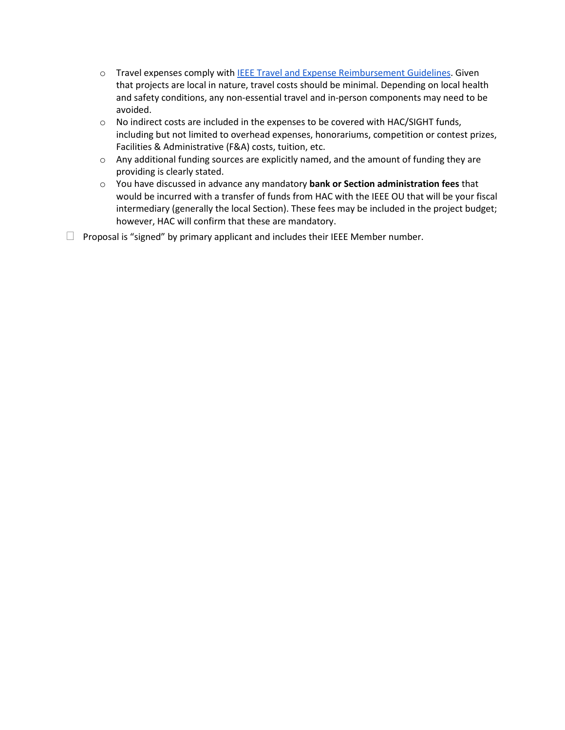- Travel expenses comply with [IEEE Travel and Expense Reimbursement Guidelines](). Given that projects are local in nature, travel costs should be minimal. Depending on local health and safety conditions, any non-essential travel and in-person components may need to be avoided.
  - No indirect costs are included in the expenses to be covered with HAC/SIGHT funds, including but not limited to overhead expenses, honorariums, competition or contest prizes, Facilities & Administrative (F&A) costs, tuition, etc.
  - Any additional funding sources are explicitly named, and the amount of funding they are providing is clearly stated.
  - You have discussed in advance any mandatory **bank or Section administration fees** that would be incurred with a transfer of funds from HAC with the IEEE OU that will be your fiscal intermediary (generally the local Section). These fees may be included in the project budget; however, HAC will confirm that these are mandatory.

- [ ] Proposal is "signed" by primary applicant and includes their IEEE Member number.